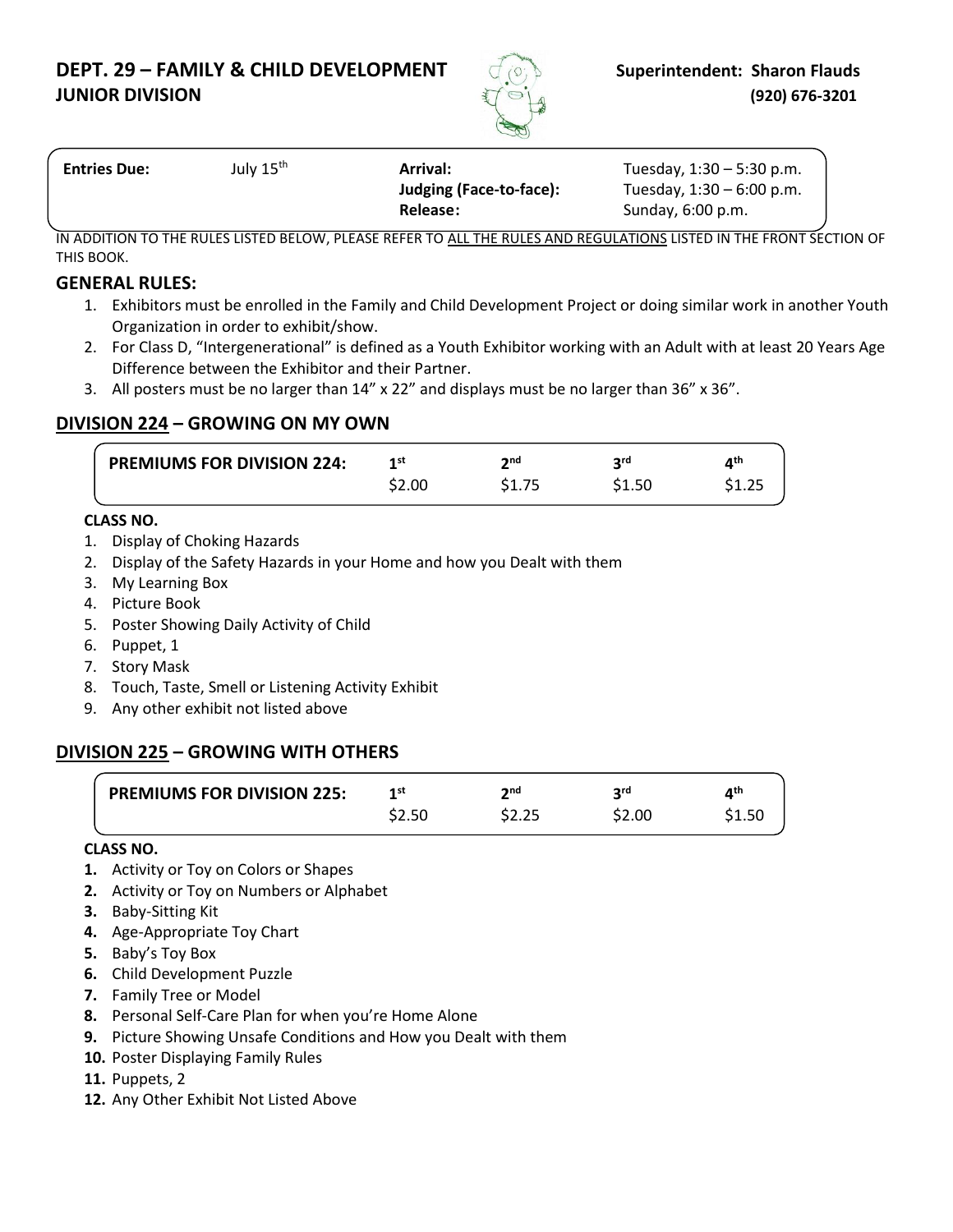# DEPT. 29 – FAMILY & CHILD DEVELOPMENT
## JUNIOR DIVISION

**Superintendent: Sharon Flauds**
**(920) 676-3201**

| | | | |
|---|---|---|---|
| **Entries Due:** | July 15th | **Arrival:** | Tuesday, 1:30 – 5:30 p.m. |
| | | **Judging (Face-to-face):** | Tuesday, 1:30 – 6:00 p.m. |
| | | **Release:** | Sunday, 6:00 p.m. |

IN ADDITION TO THE RULES LISTED BELOW, PLEASE REFER TO ALL THE RULES AND REGULATIONS LISTED IN THE FRONT SECTION OF THIS BOOK.

### GENERAL RULES:

1. Exhibitors must be enrolled in the Family and Child Development Project or doing similar work in another Youth Organization in order to exhibit/show.
2. For Class D, "Intergenerational" is defined as a Youth Exhibitor working with an Adult with at least 20 Years Age Difference between the Exhibitor and their Partner.
3. All posters must be no larger than 14" x 22" and displays must be no larger than 36" x 36".

### DIVISION 224 – GROWING ON MY OWN

| PREMIUMS FOR DIVISION 224: | 1st | 2nd | 3rd | 4th |
|---|---|---|---|---|
| | $2.00 | $1.75 | $1.50 | $1.25 |

**CLASS NO.**

1. Display of Choking Hazards
2. Display of the Safety Hazards in your Home and how you Dealt with them
3. My Learning Box
4. Picture Book
5. Poster Showing Daily Activity of Child
6. Puppet, 1
7. Story Mask
8. Touch, Taste, Smell or Listening Activity Exhibit
9. Any other exhibit not listed above

### DIVISION 225 – GROWING WITH OTHERS

| PREMIUMS FOR DIVISION 225: | 1st | 2nd | 3rd | 4th |
|---|---|---|---|---|
| | $2.50 | $2.25 | $2.00 | $1.50 |

**CLASS NO.**

1. Activity or Toy on Colors or Shapes
2. Activity or Toy on Numbers or Alphabet
3. Baby-Sitting Kit
4. Age-Appropriate Toy Chart
5. Baby's Toy Box
6. Child Development Puzzle
7. Family Tree or Model
8. Personal Self-Care Plan for when you're Home Alone
9. Picture Showing Unsafe Conditions and How you Dealt with them
10. Poster Displaying Family Rules
11. Puppets, 2
12. Any Other Exhibit Not Listed Above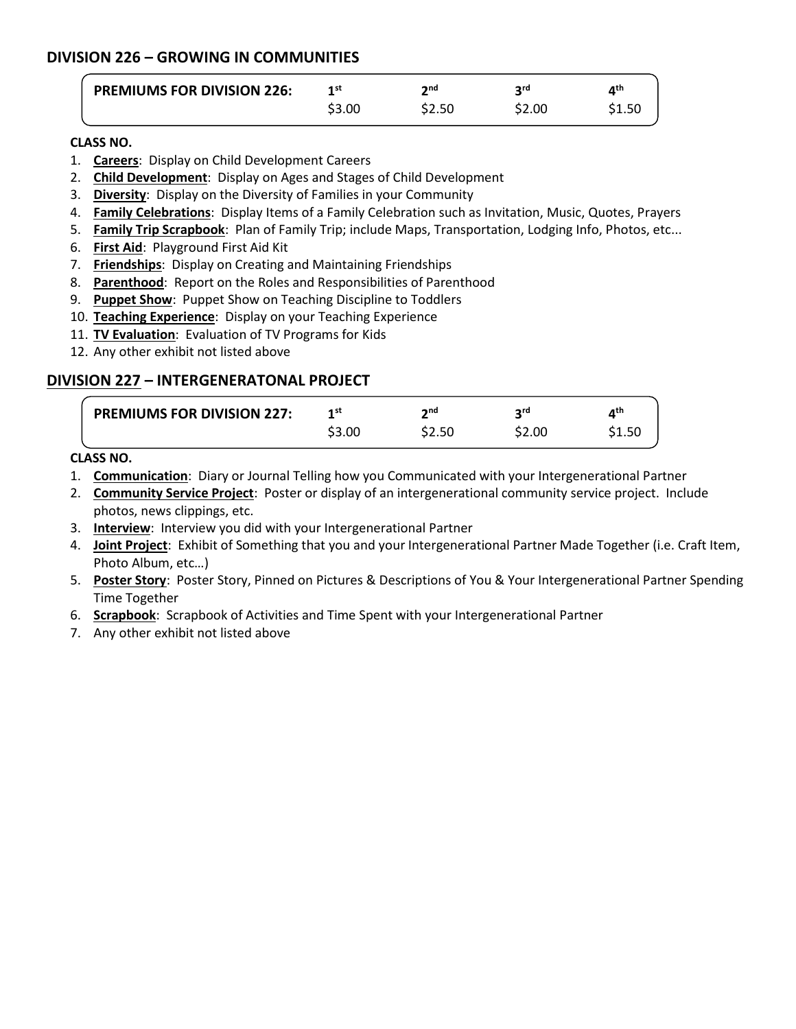## DIVISION 226 – GROWING IN COMMUNITIES

| PREMIUMS FOR DIVISION 226: | 1st | 2nd | 3rd | 4th |
|---|---|---|---|---|
| | $3.00 | $2.50 | $2.00 | $1.50 |

**CLASS NO.**

1. **Careers**: Display on Child Development Careers
2. **Child Development**: Display on Ages and Stages of Child Development
3. **Diversity**: Display on the Diversity of Families in your Community
4. **Family Celebrations**: Display Items of a Family Celebration such as Invitation, Music, Quotes, Prayers
5. **Family Trip Scrapbook**: Plan of Family Trip; include Maps, Transportation, Lodging Info, Photos, etc...
6. **First Aid**: Playground First Aid Kit
7. **Friendships**: Display on Creating and Maintaining Friendships
8. **Parenthood**: Report on the Roles and Responsibilities of Parenthood
9. **Puppet Show**: Puppet Show on Teaching Discipline to Toddlers
10. **Teaching Experience**: Display on your Teaching Experience
11. **TV Evaluation**: Evaluation of TV Programs for Kids
12. Any other exhibit not listed above

## DIVISION 227 – INTERGENERATONAL PROJECT

| PREMIUMS FOR DIVISION 227: | 1st | 2nd | 3rd | 4th |
|---|---|---|---|---|
| | $3.00 | $2.50 | $2.00 | $1.50 |

**CLASS NO.**

1. **Communication**: Diary or Journal Telling how you Communicated with your Intergenerational Partner
2. **Community Service Project**: Poster or display of an intergenerational community service project. Include photos, news clippings, etc.
3. **Interview**: Interview you did with your Intergenerational Partner
4. **Joint Project**: Exhibit of Something that you and your Intergenerational Partner Made Together (i.e. Craft Item, Photo Album, etc…)
5. **Poster Story**: Poster Story, Pinned on Pictures & Descriptions of You & Your Intergenerational Partner Spending Time Together
6. **Scrapbook**: Scrapbook of Activities and Time Spent with your Intergenerational Partner
7. Any other exhibit not listed above